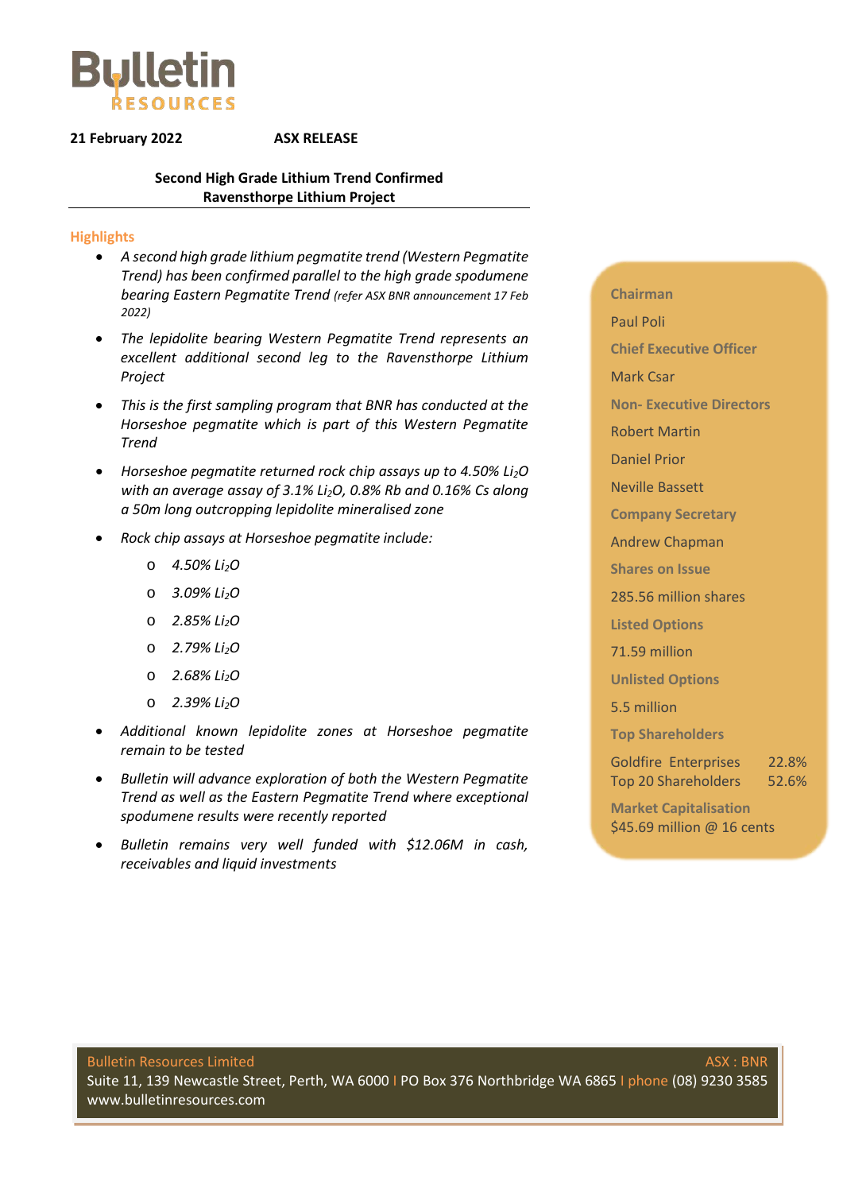**Bulletin RESOURCES**

**21 February 2022** **ASX RELEASE**

## Second High Grade Lithium Trend Confirmed
## Ravensthorpe Lithium Project

### Highlights

- *A second high grade lithium pegmatite trend (Western Pegmatite Trend) has been confirmed parallel to the high grade spodumene bearing Eastern Pegmatite Trend (refer ASX BNR announcement 17 Feb 2022)*
- *The lepidolite bearing Western Pegmatite Trend represents an excellent additional second leg to the Ravensthorpe Lithium Project*
- *This is the first sampling program that BNR has conducted at the Horseshoe pegmatite which is part of this Western Pegmatite Trend*
- *Horseshoe pegmatite returned rock chip assays up to 4.50% $Li_2O$ with an average assay of 3.1% $Li_2O$, 0.8% Rb and 0.16% Cs along a 50m long outcropping lepidolite mineralised zone*
- *Rock chip assays at Horseshoe pegmatite include:*
  - *4.50% $Li_2O$*
  - *3.09% $Li_2O$*
  - *2.85% $Li_2O$*
  - *2.79% $Li_2O$*
  - *2.68% $Li_2O$*
  - *2.39% $Li_2O$*
- *Additional known lepidolite zones at Horseshoe pegmatite remain to be tested*
- *Bulletin will advance exploration of both the Western Pegmatite Trend as well as the Eastern Pegmatite Trend where exceptional spodumene results were recently reported*
- *Bulletin remains very well funded with $12.06M in cash, receivables and liquid investments*

**Chairman**
Paul Poli

**Chief Executive Officer**
Mark Csar

**Non- Executive Directors**
Robert Martin
Daniel Prior
Neville Bassett

**Company Secretary**
Andrew Chapman

**Shares on Issue**
285.56 million shares

**Listed Options**
71.59 million

**Unlisted Options**
5.5 million

**Top Shareholders**

| | |
|---|---|
| Goldfire Enterprises | 22.8% |
| Top 20 Shareholders | 52.6% |

**Market Capitalisation**
$45.69 million @ 16 cents

Bulletin Resources Limited ASX : BNR
Suite 11, 139 Newcastle Street, Perth, WA 6000 I PO Box 376 Northbridge WA 6865 I phone (08) 9230 3585
www.bulletinresources.com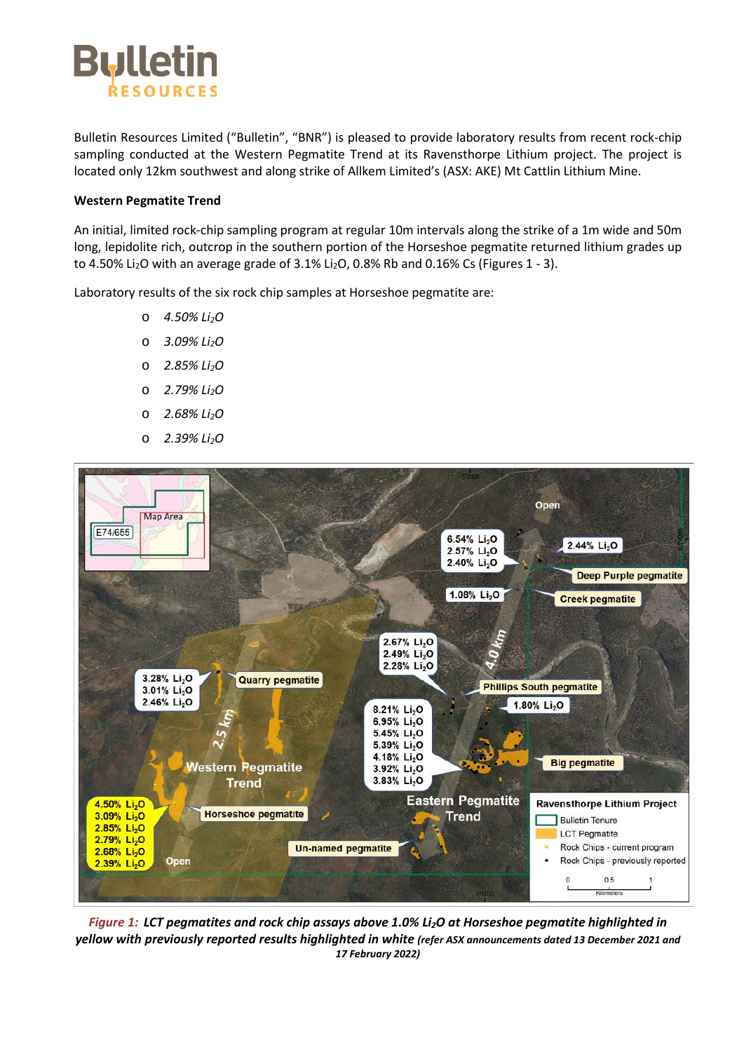Bulletin Resources Limited ("Bulletin", "BNR") is pleased to provide laboratory results from recent rock-chip sampling conducted at the Western Pegmatite Trend at its Ravensthorpe Lithium project. The project is located only 12km southwest and along strike of Allkem Limited's (ASX: AKE) Mt Cattlin Lithium Mine.

**Western Pegmatite Trend**

An initial, limited rock-chip sampling program at regular 10m intervals along the strike of a 1m wide and 50m long, lepidolite rich, outcrop in the southern portion of the Horseshoe pegmatite returned lithium grades up to 4.50% $Li_2O$ with an average grade of 3.1% $Li_2O$, 0.8% Rb and 0.16% Cs (Figures 1 - 3).

Laboratory results of the six rock chip samples at Horseshoe pegmatite are:

- *4.50% $Li_2O$*
- *3.09% $Li_2O$*
- *2.85% $Li_2O$*
- *2.79% $Li_2O$*
- *2.68% $Li_2O$*
- *2.39% $Li_2O$*

*Figure 1:* ***LCT pegmatites and rock chip assays above 1.0% $Li_2O$ at Horseshoe pegmatite highlighted in yellow with previously reported results highlighted in white*** ***(refer ASX announcements dated 13 December 2021 and 17 February 2022)***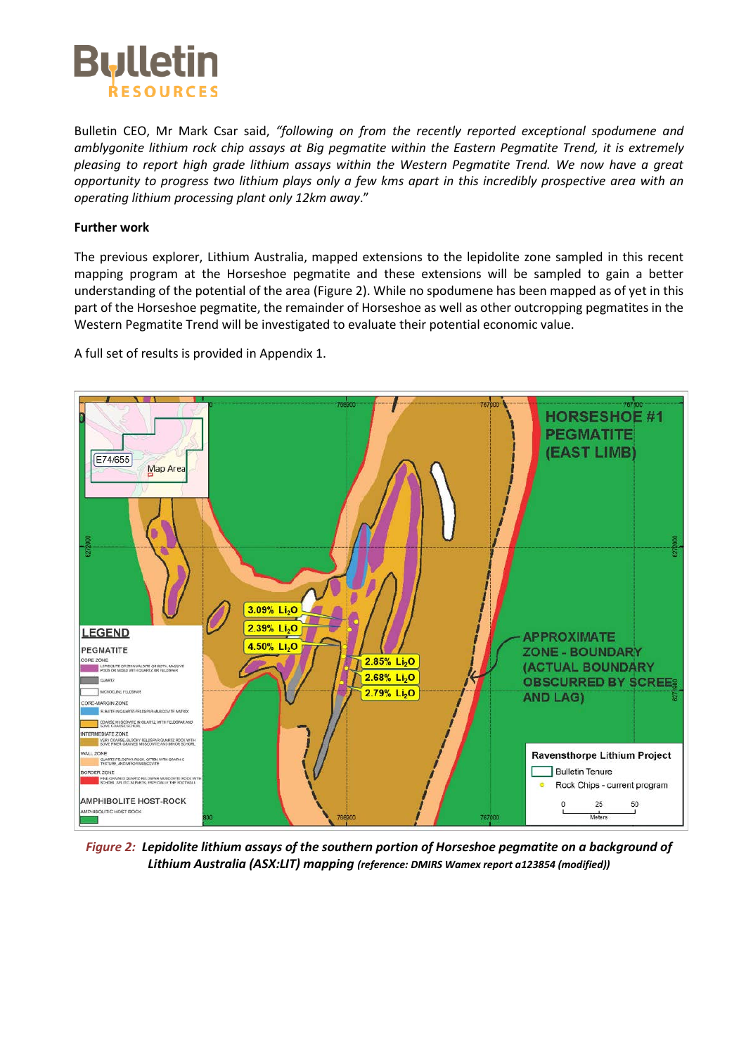Bulletin CEO, Mr Mark Csar said, *"following on from the recently reported exceptional spodumene and amblygonite lithium rock chip assays at Big pegmatite within the Eastern Pegmatite Trend, it is extremely pleasing to report high grade lithium assays within the Western Pegmatite Trend. We now have a great opportunity to progress two lithium plays only a few kms apart in this incredibly prospective area with an operating lithium processing plant only 12km away*."

**Further work**

The previous explorer, Lithium Australia, mapped extensions to the lepidolite zone sampled in this recent mapping program at the Horseshoe pegmatite and these extensions will be sampled to gain a better understanding of the potential of the area (Figure 2). While no spodumene has been mapped as of yet in this part of the Horseshoe pegmatite, the remainder of Horseshoe as well as other outcropping pegmatites in the Western Pegmatite Trend will be investigated to evaluate their potential economic value.

A full set of results is provided in Appendix 1.

***Figure 2:** Lepidolite lithium assays of the southern portion of Horseshoe pegmatite on a background of Lithium Australia (ASX:LIT) mapping* **(reference: DMIRS Wamex report a123854 (modified))**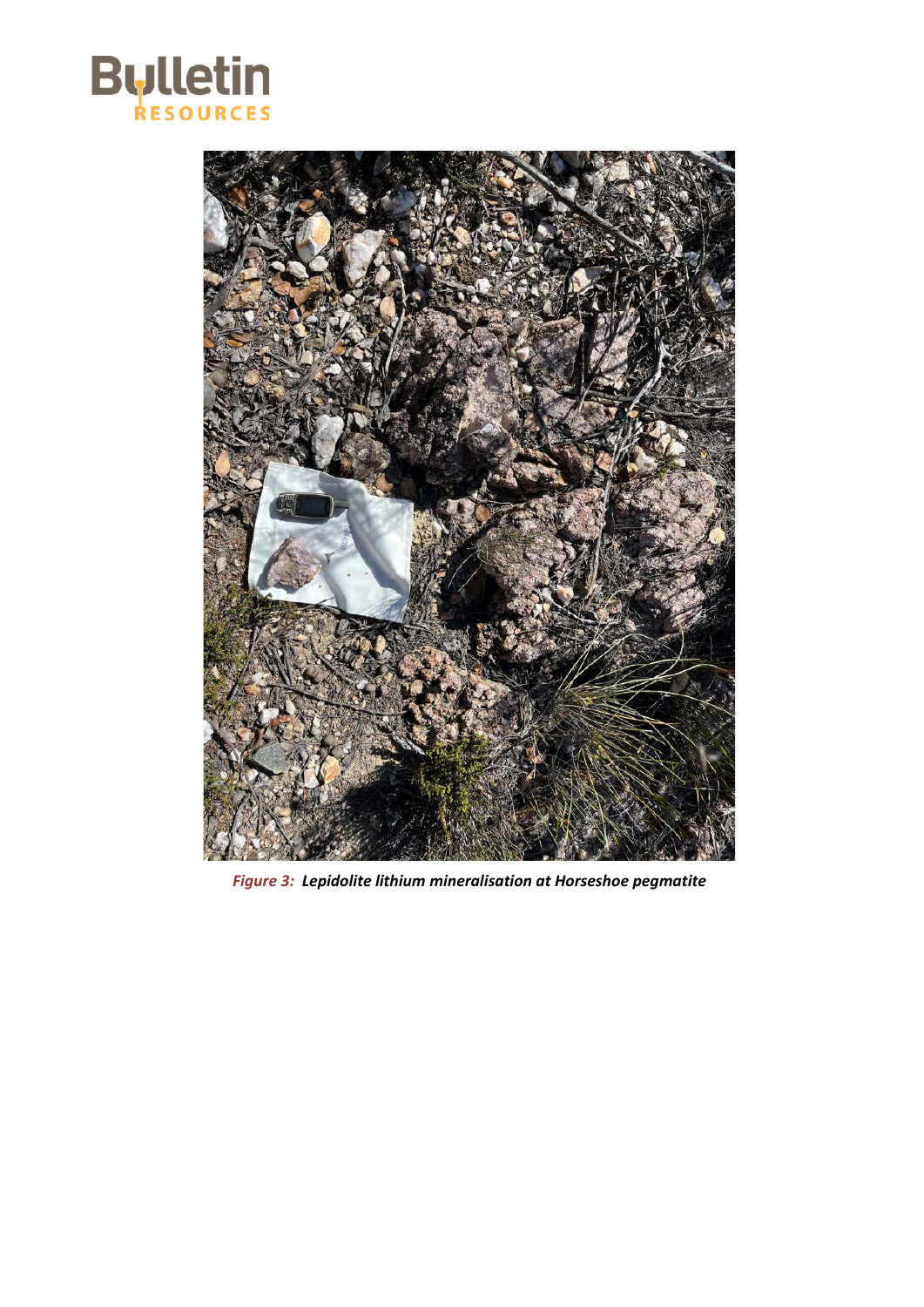*Figure 3:* ***Lepidolite lithium mineralisation at Horseshoe pegmatite***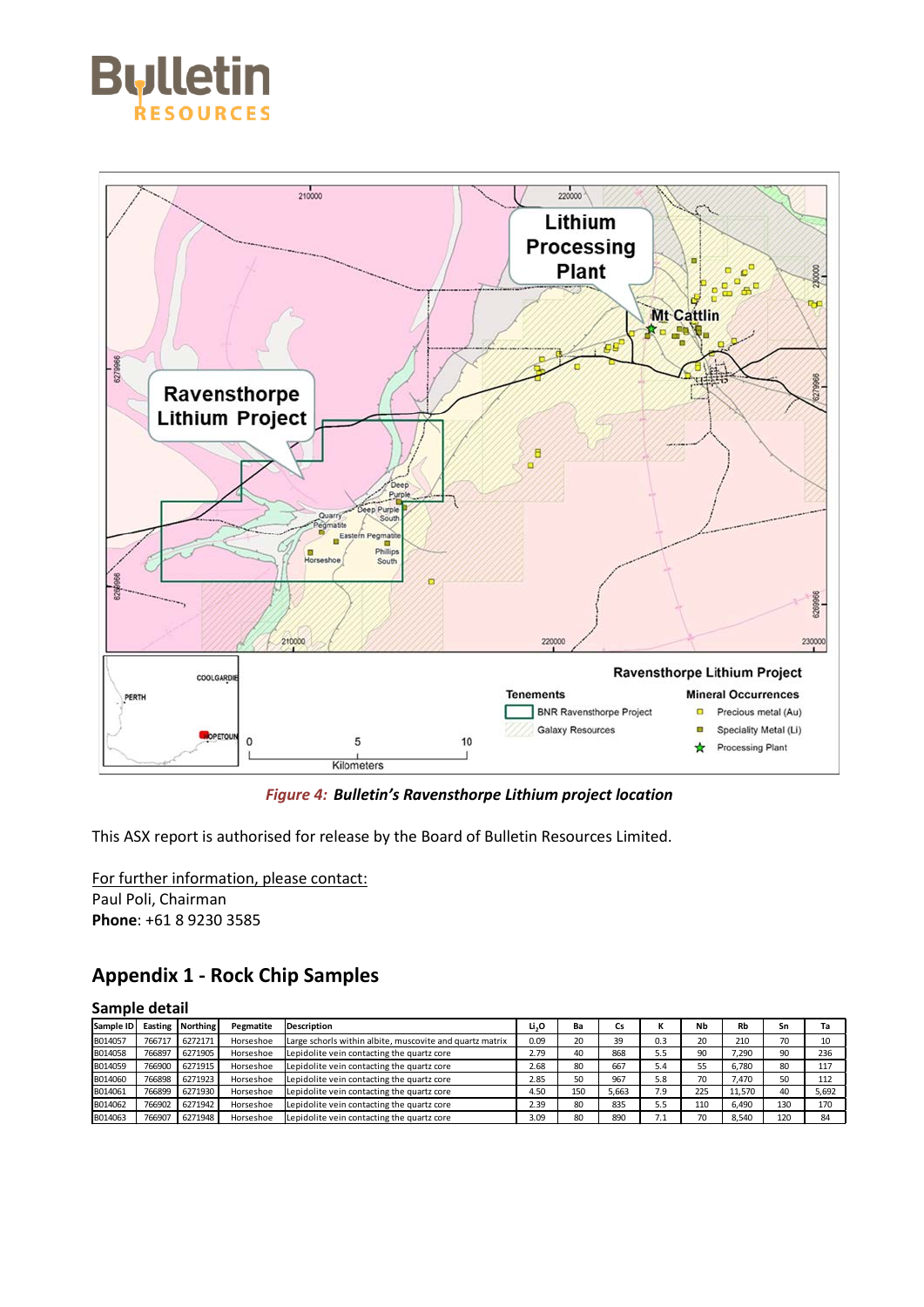*Figure 4: Bulletin's Ravensthorpe Lithium project location*

This ASX report is authorised for release by the Board of Bulletin Resources Limited.

For further information, please contact:
Paul Poli, Chairman
**Phone**: +61 8 9230 3585

## Appendix 1 - Rock Chip Samples

### Sample detail

| Sample ID | Easting | Northing | Pegmatite | Description | $Li_2O$ | Ba | Cs | K | Nb | Rb | Sn | Ta |
|---|---|---|---|---|---|---|---|---|---|---|---|---|
| B014057 | 766717 | 6272171 | Horseshoe | Large schorls within albite, muscovite and quartz matrix | 0.09 | 20 | 39 | 0.3 | 20 | 210 | 70 | 10 |
| B014058 | 766897 | 6271905 | Horseshoe | Lepidolite vein contacting the quartz core | 2.79 | 40 | 868 | 5.5 | 90 | 7,290 | 90 | 236 |
| B014059 | 766900 | 6271915 | Horseshoe | Lepidolite vein contacting the quartz core | 2.68 | 80 | 667 | 5.4 | 55 | 6,780 | 80 | 117 |
| B014060 | 766898 | 6271923 | Horseshoe | Lepidolite vein contacting the quartz core | 2.85 | 50 | 967 | 5.8 | 70 | 7,470 | 50 | 112 |
| B014061 | 766899 | 6271930 | Horseshoe | Lepidolite vein contacting the quartz core | 4.50 | 150 | 5,663 | 7.9 | 225 | 11,570 | 40 | 5,692 |
| B014062 | 766902 | 6271942 | Horseshoe | Lepidolite vein contacting the quartz core | 2.39 | 80 | 835 | 5.5 | 110 | 6,490 | 130 | 170 |
| B014063 | 766907 | 6271948 | Horseshoe | Lepidolite vein contacting the quartz core | 3.09 | 80 | 890 | 7.1 | 70 | 8,540 | 120 | 84 |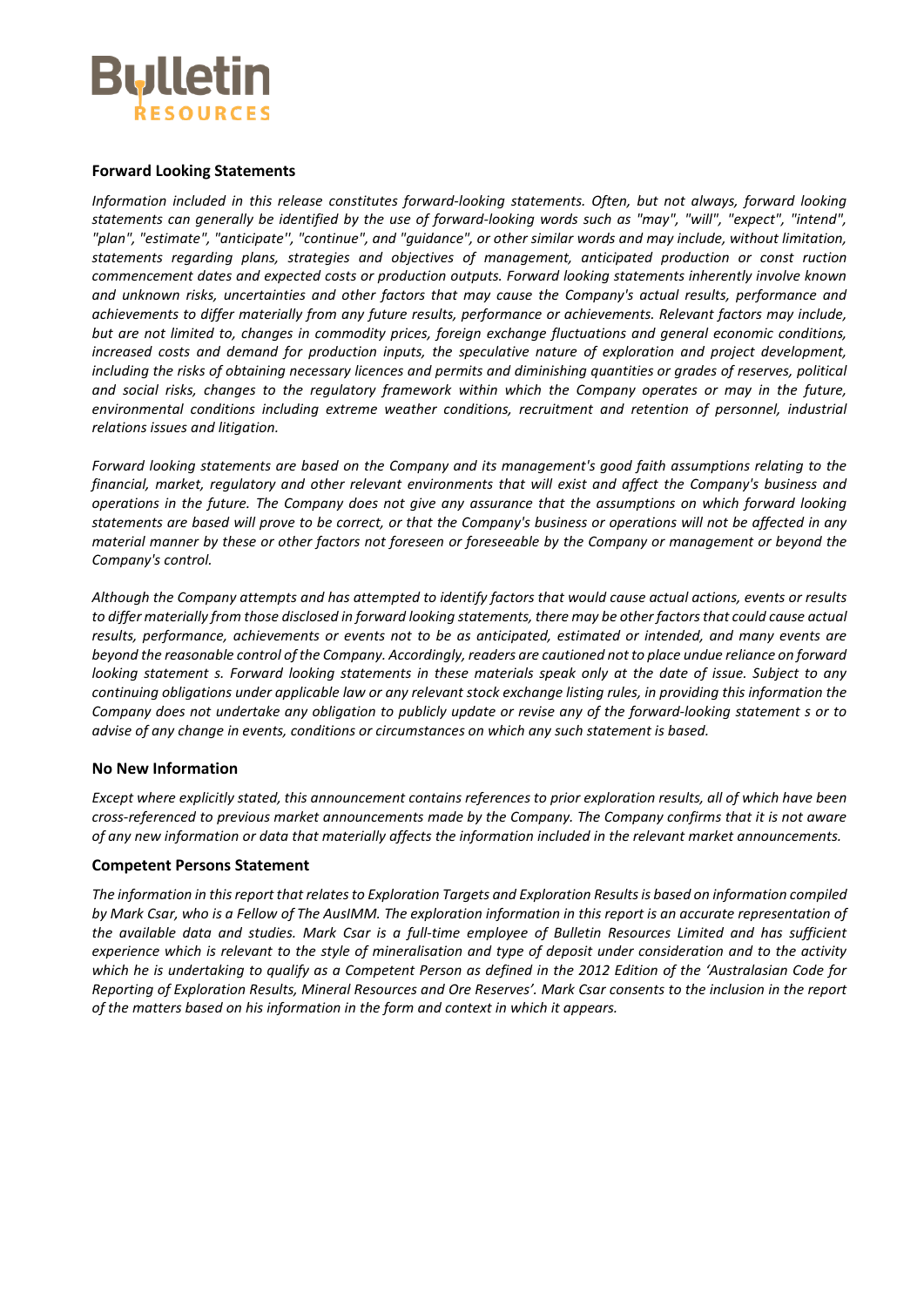## Forward Looking Statements

*Information included in this release constitutes forward-looking statements. Often, but not always, forward looking statements can generally be identified by the use of forward-looking words such as "may", "will", "expect", "intend", "plan", "estimate", "anticipate'', "continue", and "guidance", or other similar words and may include, without limitation, statements regarding plans, strategies and objectives of management, anticipated production or const ruction commencement dates and expected costs or production outputs. Forward looking statements inherently involve known and unknown risks, uncertainties and other factors that may cause the Company's actual results, performance and achievements to differ materially from any future results, performance or achievements. Relevant factors may include, but are not limited to, changes in commodity prices, foreign exchange fluctuations and general economic conditions, increased costs and demand for production inputs, the speculative nature of exploration and project development, including the risks of obtaining necessary licences and permits and diminishing quantities or grades of reserves, political and social risks, changes to the regulatory framework within which the Company operates or may in the future, environmental conditions including extreme weather conditions, recruitment and retention of personnel, industrial relations issues and litigation.*

*Forward looking statements are based on the Company and its management's good faith assumptions relating to the financial, market, regulatory and other relevant environments that will exist and affect the Company's business and operations in the future. The Company does not give any assurance that the assumptions on which forward looking statements are based will prove to be correct, or that the Company's business or operations will not be affected in any material manner by these or other factors not foreseen or foreseeable by the Company or management or beyond the Company's control.*

*Although the Company attempts and has attempted to identify factors that would cause actual actions, events or results to differ materially from those disclosed in forward looking statements, there may be other factors that could cause actual results, performance, achievements or events not to be as anticipated, estimated or intended, and many events are beyond the reasonable control of the Company. Accordingly, readers are cautioned not to place undue reliance on forward looking statement s. Forward looking statements in these materials speak only at the date of issue. Subject to any continuing obligations under applicable law or any relevant stock exchange listing rules, in providing this information the Company does not undertake any obligation to publicly update or revise any of the forward-looking statement s or to advise of any change in events, conditions or circumstances on which any such statement is based.*

## No New Information

*Except where explicitly stated, this announcement contains references to prior exploration results, all of which have been cross-referenced to previous market announcements made by the Company. The Company confirms that it is not aware of any new information or data that materially affects the information included in the relevant market announcements.*

## Competent Persons Statement

*The information in this report that relates to Exploration Targets and Exploration Results is based on information compiled by Mark Csar, who is a Fellow of The AusIMM. The exploration information in this report is an accurate representation of the available data and studies. Mark Csar is a full-time employee of Bulletin Resources Limited and has sufficient experience which is relevant to the style of mineralisation and type of deposit under consideration and to the activity which he is undertaking to qualify as a Competent Person as defined in the 2012 Edition of the 'Australasian Code for Reporting of Exploration Results, Mineral Resources and Ore Reserves'. Mark Csar consents to the inclusion in the report of the matters based on his information in the form and context in which it appears.*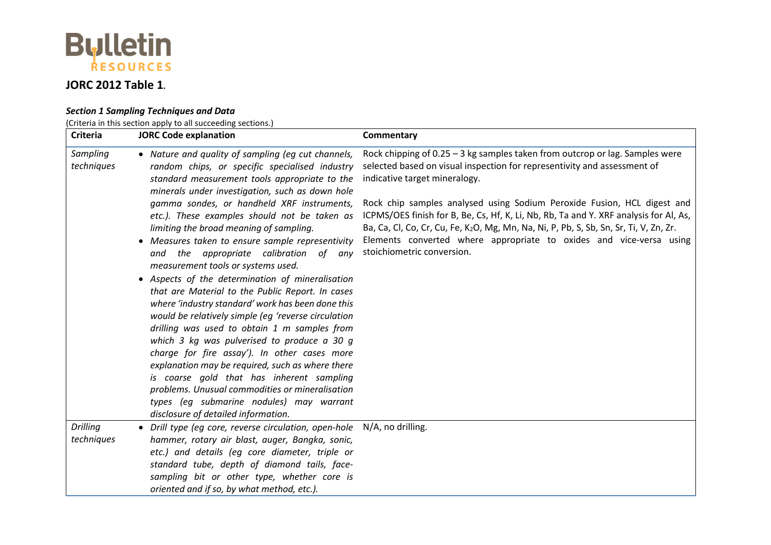Bulletin RESOURCES

## JORC 2012 Table 1.

### *Section 1 Sampling Techniques and Data*

(Criteria in this section apply to all succeeding sections.)

| Criteria | JORC Code explanation | Commentary |
|---|---|---|
| *Sampling techniques* | • *Nature and quality of sampling (eg cut channels, random chips, or specific specialised industry standard measurement tools appropriate to the minerals under investigation, such as down hole gamma sondes, or handheld XRF instruments, etc.). These examples should not be taken as limiting the broad meaning of sampling.*<br>• *Measures taken to ensure sample representivity and the appropriate calibration of any measurement tools or systems used.*<br>• *Aspects of the determination of mineralisation that are Material to the Public Report. In cases where 'industry standard' work has been done this would be relatively simple (eg 'reverse circulation drilling was used to obtain 1 m samples from which 3 kg was pulverised to produce a 30 g charge for fire assay'). In other cases more explanation may be required, such as where there is coarse gold that has inherent sampling problems. Unusual commodities or mineralisation types (eg submarine nodules) may warrant disclosure of detailed information.* | Rock chipping of 0.25 – 3 kg samples taken from outcrop or lag. Samples were selected based on visual inspection for representivity and assessment of indicative target mineralogy.<br><br>Rock chip samples analysed using Sodium Peroxide Fusion, HCL digest and ICPMS/OES finish for B, Be, Cs, Hf, K, Li, Nb, Rb, Ta and Y. XRF analysis for Al, As, Ba, Ca, Cl, Co, Cr, Cu, Fe, $K_2O$, Mg, Mn, Na, Ni, P, Pb, S, Sb, Sn, Sr, Ti, V, Zn, Zr. Elements converted where appropriate to oxides and vice-versa using stoichiometric conversion. |
| *Drilling techniques* | • *Drill type (eg core, reverse circulation, open-hole hammer, rotary air blast, auger, Bangka, sonic, etc.) and details (eg core diameter, triple or standard tube, depth of diamond tails, face-sampling bit or other type, whether core is oriented and if so, by what method, etc.).* | N/A, no drilling. |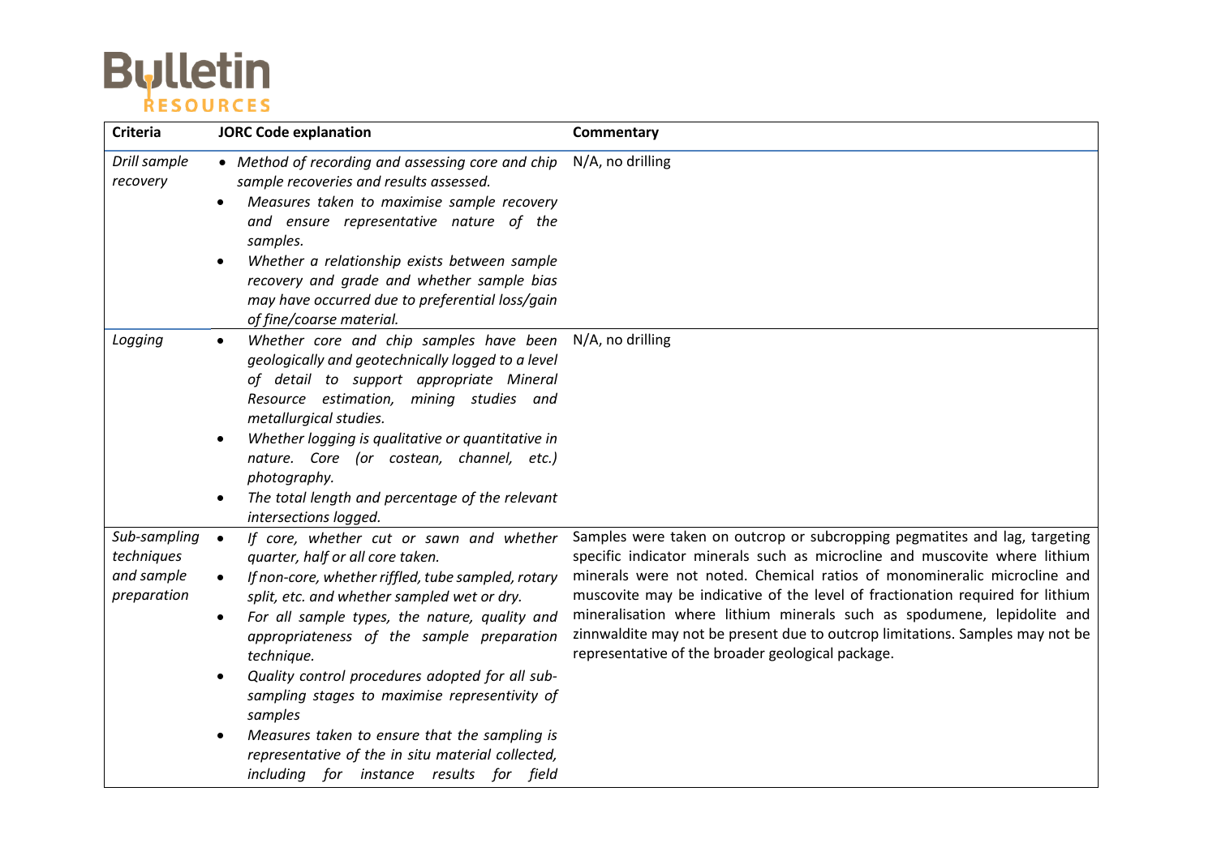| Criteria | JORC Code explanation | Commentary |
|---|---|---|
| *Drill sample recovery* | • *Method of recording and assessing core and chip sample recoveries and results assessed.* <br> • *Measures taken to maximise sample recovery and ensure representative nature of the samples.* <br> • *Whether a relationship exists between sample recovery and grade and whether sample bias may have occurred due to preferential loss/gain of fine/coarse material.* | N/A, no drilling |
| *Logging* | • *Whether core and chip samples have been geologically and geotechnically logged to a level of detail to support appropriate Mineral Resource estimation, mining studies and metallurgical studies.* <br> • *Whether logging is qualitative or quantitative in nature. Core (or costean, channel, etc.) photography.* <br> • *The total length and percentage of the relevant intersections logged.* | N/A, no drilling |
| *Sub-sampling techniques and sample preparation* | • *If core, whether cut or sawn and whether quarter, half or all core taken.* <br> • *If non-core, whether riffled, tube sampled, rotary split, etc. and whether sampled wet or dry.* <br> • *For all sample types, the nature, quality and appropriateness of the sample preparation technique.* <br> • *Quality control procedures adopted for all sub-sampling stages to maximise representivity of samples* <br> • *Measures taken to ensure that the sampling is representative of the in situ material collected, including for instance results for field* | Samples were taken on outcrop or subcropping pegmatites and lag, targeting specific indicator minerals such as microcline and muscovite where lithium minerals were not noted. Chemical ratios of monomineralic microcline and muscovite may be indicative of the level of fractionation required for lithium mineralisation where lithium minerals such as spodumene, lepidolite and zinnwaldite may not be present due to outcrop limitations. Samples may not be representative of the broader geological package. |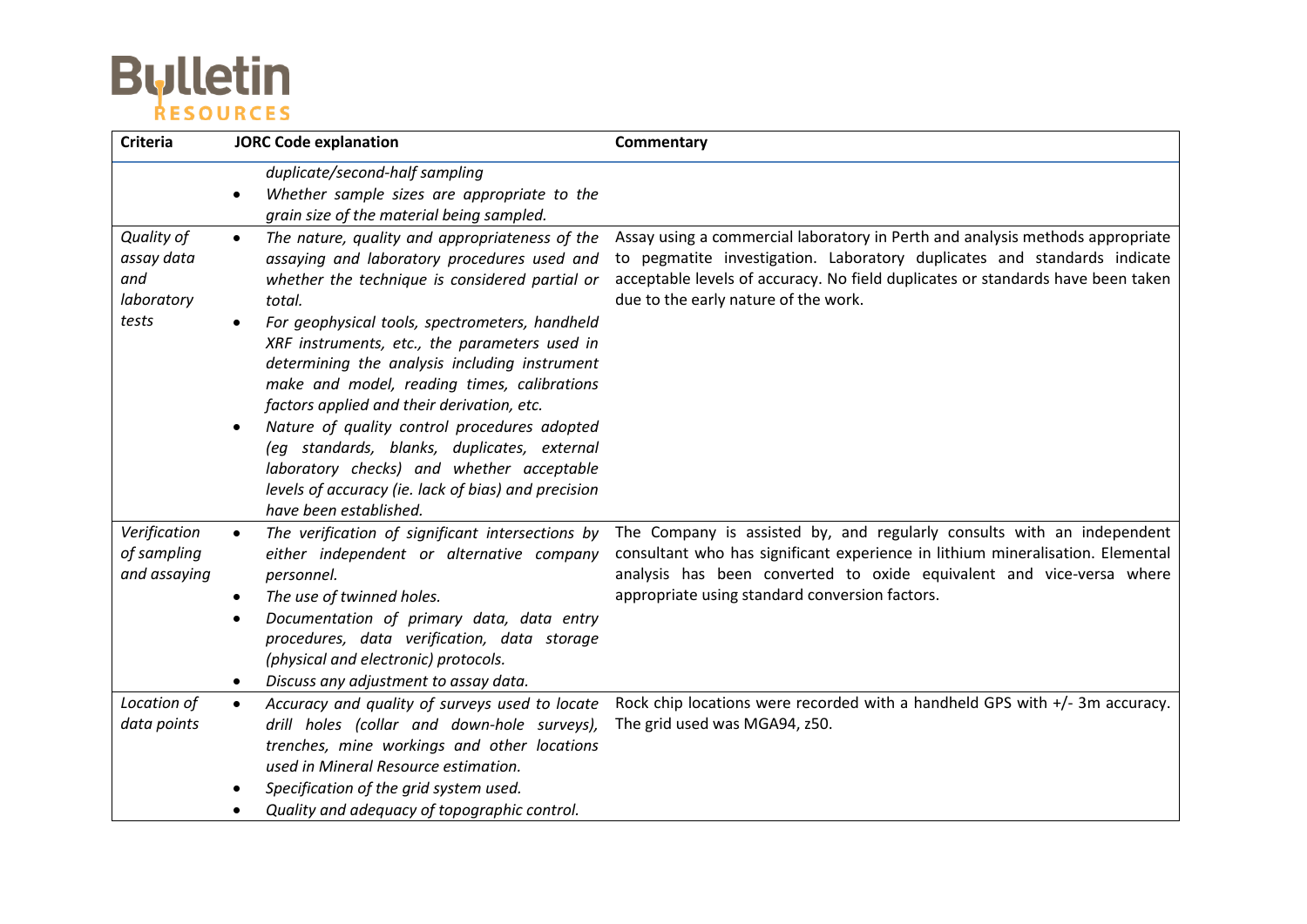| Criteria | JORC Code explanation | Commentary |
|---|---|---|
| | *duplicate/second-half sampling*<br>• *Whether sample sizes are appropriate to the grain size of the material being sampled.* | |
| *Quality of assay data and laboratory tests* | • *The nature, quality and appropriateness of the assaying and laboratory procedures used and whether the technique is considered partial or total.*<br>• *For geophysical tools, spectrometers, handheld XRF instruments, etc., the parameters used in determining the analysis including instrument make and model, reading times, calibrations factors applied and their derivation, etc.*<br>• *Nature of quality control procedures adopted (eg standards, blanks, duplicates, external laboratory checks) and whether acceptable levels of accuracy (ie. lack of bias) and precision have been established.* | Assay using a commercial laboratory in Perth and analysis methods appropriate to pegmatite investigation. Laboratory duplicates and standards indicate acceptable levels of accuracy. No field duplicates or standards have been taken due to the early nature of the work. |
| *Verification of sampling and assaying* | • *The verification of significant intersections by either independent or alternative company personnel.*<br>• *The use of twinned holes.*<br>• *Documentation of primary data, data entry procedures, data verification, data storage (physical and electronic) protocols.*<br>• *Discuss any adjustment to assay data.* | The Company is assisted by, and regularly consults with an independent consultant who has significant experience in lithium mineralisation. Elemental analysis has been converted to oxide equivalent and vice-versa where appropriate using standard conversion factors. |
| *Location of data points* | • *Accuracy and quality of surveys used to locate drill holes (collar and down-hole surveys), trenches, mine workings and other locations used in Mineral Resource estimation.*<br>• *Specification of the grid system used.*<br>• *Quality and adequacy of topographic control.* | Rock chip locations were recorded with a handheld GPS with +/- 3m accuracy. The grid used was MGA94, z50. |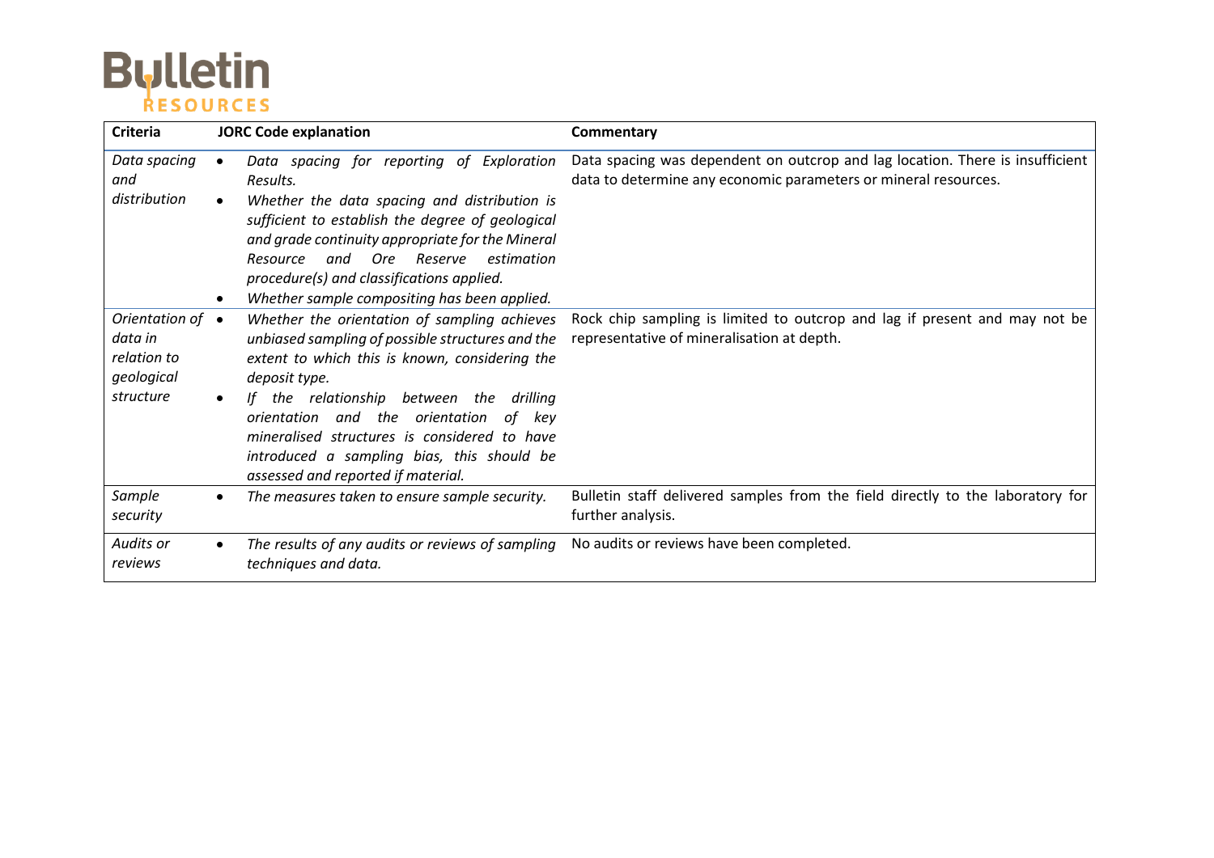| Criteria | JORC Code explanation | Commentary |
|---|---|---|
| *Data spacing and distribution* | • *Data spacing for reporting of Exploration Results.*<br>• *Whether the data spacing and distribution is sufficient to establish the degree of geological and grade continuity appropriate for the Mineral Resource and Ore Reserve estimation procedure(s) and classifications applied.*<br>• *Whether sample compositing has been applied.* | Data spacing was dependent on outcrop and lag location. There is insufficient data to determine any economic parameters or mineral resources. |
| *Orientation of data in relation to geological structure* | • *Whether the orientation of sampling achieves unbiased sampling of possible structures and the extent to which this is known, considering the deposit type.*<br>• *If the relationship between the drilling orientation and the orientation of key mineralised structures is considered to have introduced a sampling bias, this should be assessed and reported if material.* | Rock chip sampling is limited to outcrop and lag if present and may not be representative of mineralisation at depth. |
| *Sample security* | • *The measures taken to ensure sample security.* | Bulletin staff delivered samples from the field directly to the laboratory for further analysis. |
| *Audits or reviews* | • *The results of any audits or reviews of sampling techniques and data.* | No audits or reviews have been completed. |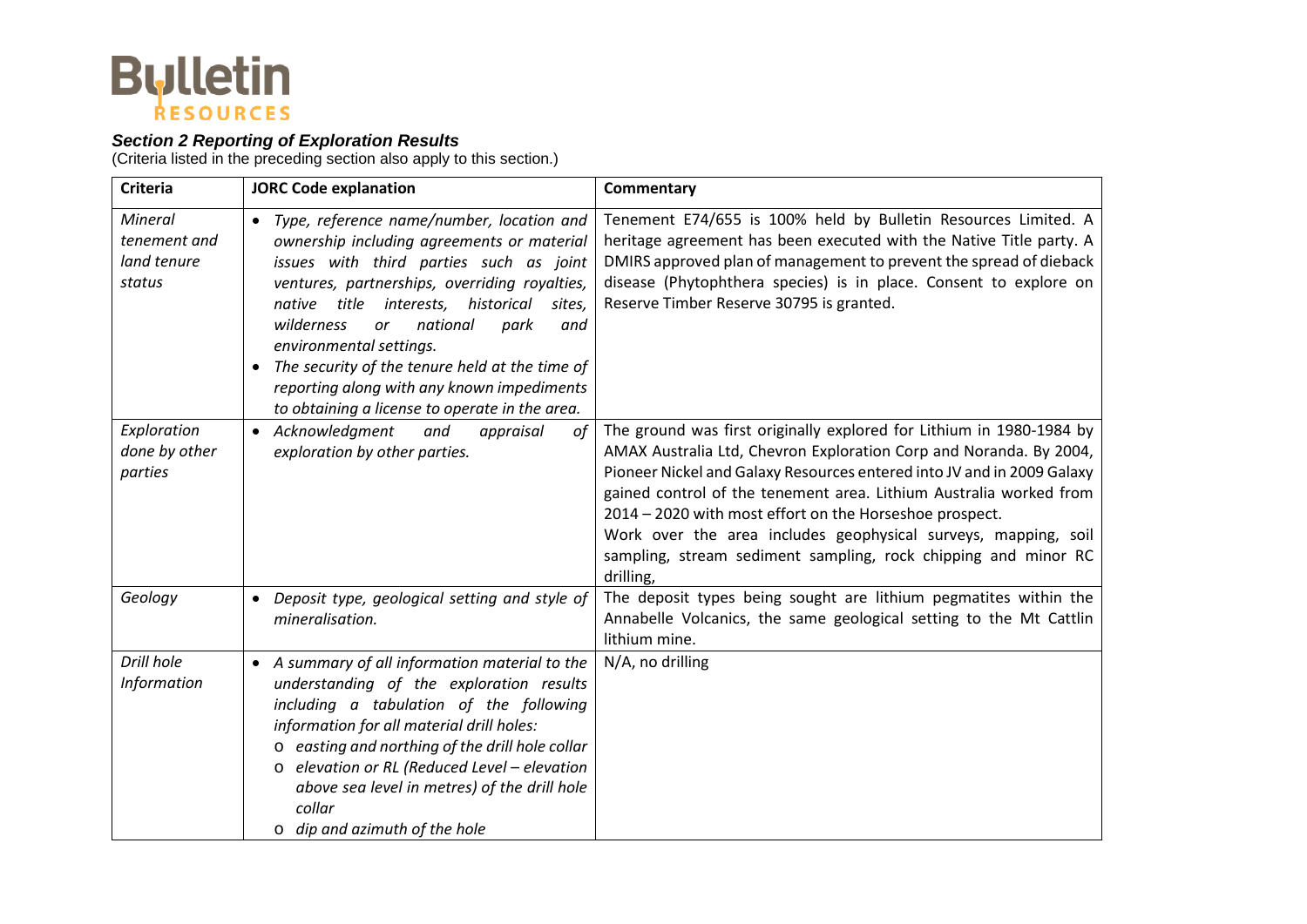### *Section 2 Reporting of Exploration Results*

(Criteria listed in the preceding section also apply to this section.)

| Criteria | JORC Code explanation | Commentary |
|---|---|---|
| *Mineral tenement and land tenure status* | • *Type, reference name/number, location and ownership including agreements or material issues with third parties such as joint ventures, partnerships, overriding royalties, native title interests, historical sites, wilderness or national park and environmental settings.*<br>• *The security of the tenure held at the time of reporting along with any known impediments to obtaining a license to operate in the area.* | Tenement E74/655 is 100% held by Bulletin Resources Limited. A heritage agreement has been executed with the Native Title party. A DMIRS approved plan of management to prevent the spread of dieback disease (Phytophthera species) is in place. Consent to explore on Reserve Timber Reserve 30795 is granted. |
| *Exploration done by other parties* | • *Acknowledgment and appraisal of exploration by other parties.* | The ground was first originally explored for Lithium in 1980-1984 by AMAX Australia Ltd, Chevron Exploration Corp and Noranda. By 2004, Pioneer Nickel and Galaxy Resources entered into JV and in 2009 Galaxy gained control of the tenement area. Lithium Australia worked from 2014 – 2020 with most effort on the Horseshoe prospect.<br>Work over the area includes geophysical surveys, mapping, soil sampling, stream sediment sampling, rock chipping and minor RC drilling, |
| *Geology* | • *Deposit type, geological setting and style of mineralisation.* | The deposit types being sought are lithium pegmatites within the Annabelle Volcanics, the same geological setting to the Mt Cattlin lithium mine. |
| *Drill hole Information* | • *A summary of all information material to the understanding of the exploration results including a tabulation of the following information for all material drill holes:*<br>o *easting and northing of the drill hole collar*<br>o *elevation or RL (Reduced Level – elevation above sea level in metres) of the drill hole collar*<br>o *dip and azimuth of the hole* | N/A, no drilling |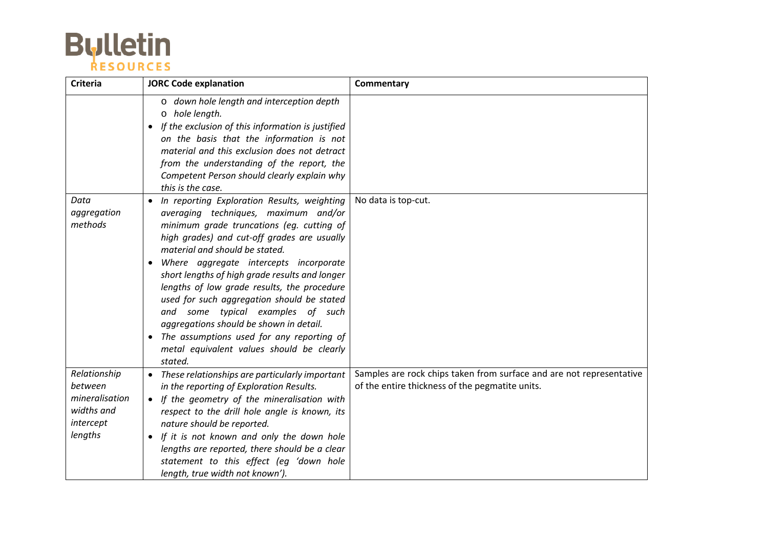| Criteria | JORC Code explanation | Commentary |
|---|---|---|
| | o *down hole length and interception depth*<br>o *hole length.*<br>• *If the exclusion of this information is justified on the basis that the information is not material and this exclusion does not detract from the understanding of the report, the Competent Person should clearly explain why this is the case.* | |
| *Data aggregation methods* | • *In reporting Exploration Results, weighting averaging techniques, maximum and/or minimum grade truncations (eg. cutting of high grades) and cut-off grades are usually material and should be stated.*<br>• *Where aggregate intercepts incorporate short lengths of high grade results and longer lengths of low grade results, the procedure used for such aggregation should be stated and some typical examples of such aggregations should be shown in detail.*<br>• *The assumptions used for any reporting of metal equivalent values should be clearly stated.* | No data is top-cut. |
| *Relationship between mineralisation widths and intercept lengths* | • *These relationships are particularly important in the reporting of Exploration Results.*<br>• *If the geometry of the mineralisation with respect to the drill hole angle is known, its nature should be reported.*<br>• *If it is not known and only the down hole lengths are reported, there should be a clear statement to this effect (eg 'down hole length, true width not known').* | Samples are rock chips taken from surface and are not representative of the entire thickness of the pegmatite units. |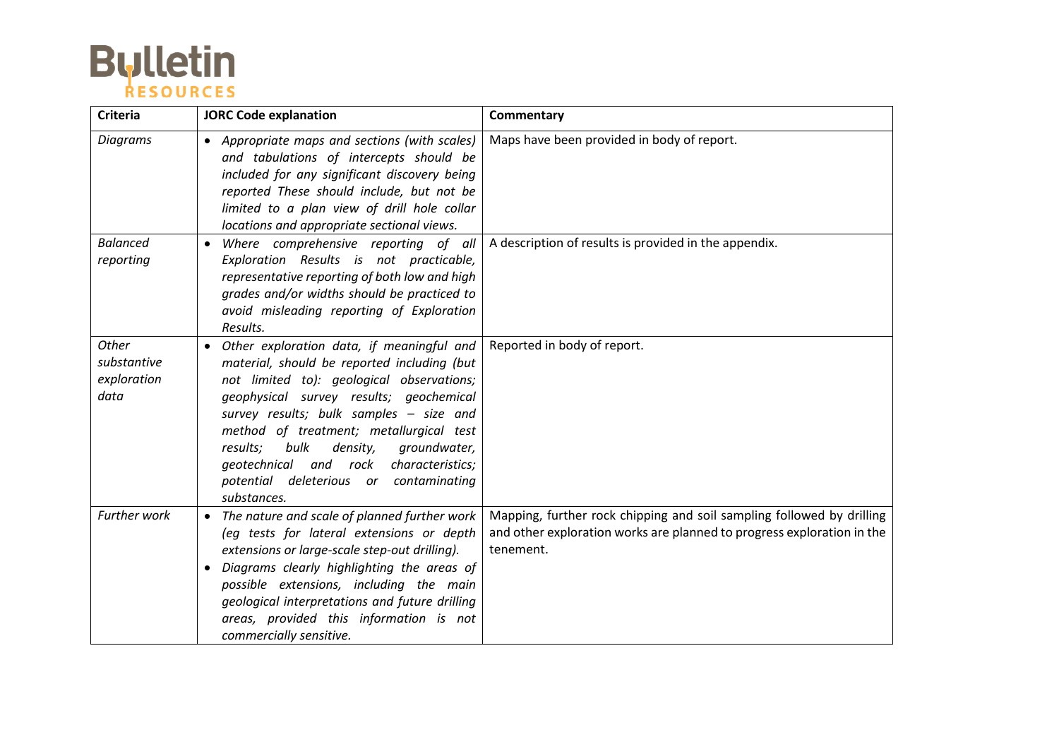| Criteria | JORC Code explanation | Commentary |
|---|---|---|
| *Diagrams* | • *Appropriate maps and sections (with scales) and tabulations of intercepts should be included for any significant discovery being reported These should include, but not be limited to a plan view of drill hole collar locations and appropriate sectional views.* | Maps have been provided in body of report. |
| *Balanced reporting* | • *Where comprehensive reporting of all Exploration Results is not practicable, representative reporting of both low and high grades and/or widths should be practiced to avoid misleading reporting of Exploration Results.* | A description of results is provided in the appendix. |
| *Other substantive exploration data* | • *Other exploration data, if meaningful and material, should be reported including (but not limited to): geological observations; geophysical survey results; geochemical survey results; bulk samples – size and method of treatment; metallurgical test results; bulk density, groundwater, geotechnical and rock characteristics; potential deleterious or contaminating substances.* | Reported in body of report. |
| *Further work* | • *The nature and scale of planned further work (eg tests for lateral extensions or depth extensions or large-scale step-out drilling).*<br>• *Diagrams clearly highlighting the areas of possible extensions, including the main geological interpretations and future drilling areas, provided this information is not commercially sensitive.* | Mapping, further rock chipping and soil sampling followed by drilling and other exploration works are planned to progress exploration in the tenement. |